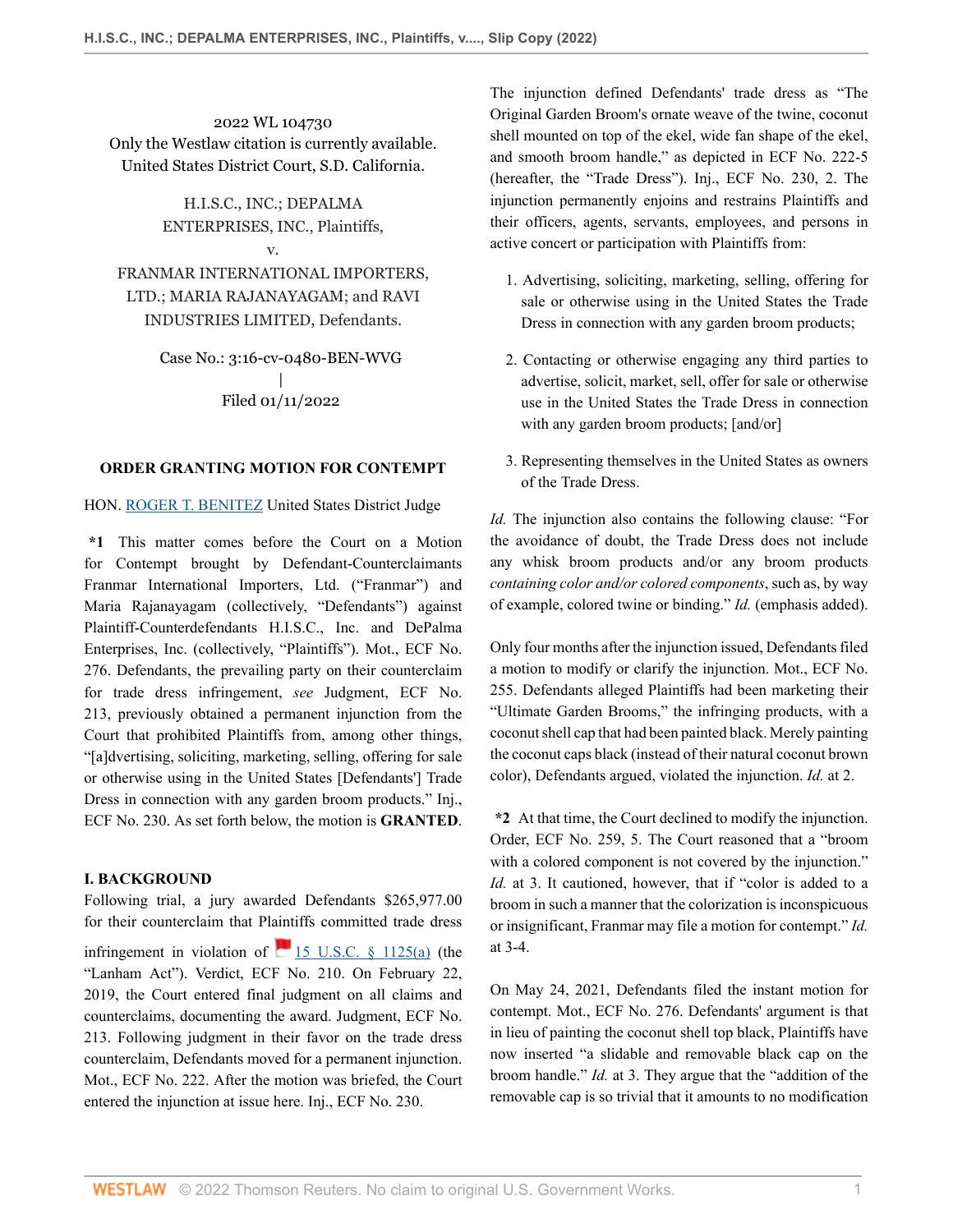2022 WL 104730
Only the Westlaw citation is currently available.
United States District Court, S.D. California.

H.I.S.C., INC.; DEPALMA ENTERPRISES, INC., Plaintiffs,
v.
FRANMAR INTERNATIONAL IMPORTERS, LTD.; MARIA RAJANAYAGAM; and RAVI INDUSTRIES LIMITED, Defendants.

Case No.: 3:16-cv-0480-BEN-WVG
|
Filed 01/11/2022

## ORDER GRANTING MOTION FOR CONTEMPT

HON. ROGER T. BENITEZ United States District Judge

**\*1** This matter comes before the Court on a Motion for Contempt brought by Defendant-Counterclaimants Franmar International Importers, Ltd. ("Franmar") and Maria Rajanayagam (collectively, "Defendants") against Plaintiff-Counterdefendants H.I.S.C., Inc. and DePalma Enterprises, Inc. (collectively, "Plaintiffs"). Mot., ECF No. 276. Defendants, the prevailing party on their counterclaim for trade dress infringement, *see* Judgment, ECF No. 213, previously obtained a permanent injunction from the Court that prohibited Plaintiffs from, among other things, "[a]dvertising, soliciting, marketing, selling, offering for sale or otherwise using in the United States [Defendants'] Trade Dress in connection with any garden broom products." Inj., ECF No. 230. As set forth below, the motion is **GRANTED**.

### I. BACKGROUND

Following trial, a jury awarded Defendants $265,977.00 for their counterclaim that Plaintiffs committed trade dress infringement in violation of 15 U.S.C. § 1125(a) (the "Lanham Act"). Verdict, ECF No. 210. On February 22, 2019, the Court entered final judgment on all claims and counterclaims, documenting the award. Judgment, ECF No. 213. Following judgment in their favor on the trade dress counterclaim, Defendants moved for a permanent injunction. Mot., ECF No. 222. After the motion was briefed, the Court entered the injunction at issue here. Inj., ECF No. 230.

The injunction defined Defendants' trade dress as "The Original Garden Broom's ornate weave of the twine, coconut shell mounted on top of the ekel, wide fan shape of the ekel, and smooth broom handle," as depicted in ECF No. 222-5 (hereafter, the "Trade Dress"). Inj., ECF No. 230, 2. The injunction permanently enjoins and restrains Plaintiffs and their officers, agents, servants, employees, and persons in active concert or participation with Plaintiffs from:

1. Advertising, soliciting, marketing, selling, offering for sale or otherwise using in the United States the Trade Dress in connection with any garden broom products;
2. Contacting or otherwise engaging any third parties to advertise, solicit, market, sell, offer for sale or otherwise use in the United States the Trade Dress in connection with any garden broom products; [and/or]
3. Representing themselves in the United States as owners of the Trade Dress.

*Id.* The injunction also contains the following clause: "For the avoidance of doubt, the Trade Dress does not include any whisk broom products and/or any broom products *containing color and/or colored components*, such as, by way of example, colored twine or binding." *Id.* (emphasis added).

Only four months after the injunction issued, Defendants filed a motion to modify or clarify the injunction. Mot., ECF No. 255. Defendants alleged Plaintiffs had been marketing their "Ultimate Garden Brooms," the infringing products, with a coconut shell cap that had been painted black. Merely painting the coconut caps black (instead of their natural coconut brown color), Defendants argued, violated the injunction. *Id.* at 2.

**\*2** At that time, the Court declined to modify the injunction. Order, ECF No. 259, 5. The Court reasoned that a "broom with a colored component is not covered by the injunction." *Id.* at 3. It cautioned, however, that if "color is added to a broom in such a manner that the colorization is inconspicuous or insignificant, Franmar may file a motion for contempt." *Id.* at 3-4.

On May 24, 2021, Defendants filed the instant motion for contempt. Mot., ECF No. 276. Defendants' argument is that in lieu of painting the coconut shell top black, Plaintiffs have now inserted "a slidable and removable black cap on the broom handle." *Id.* at 3. They argue that the "addition of the removable cap is so trivial that it amounts to no modification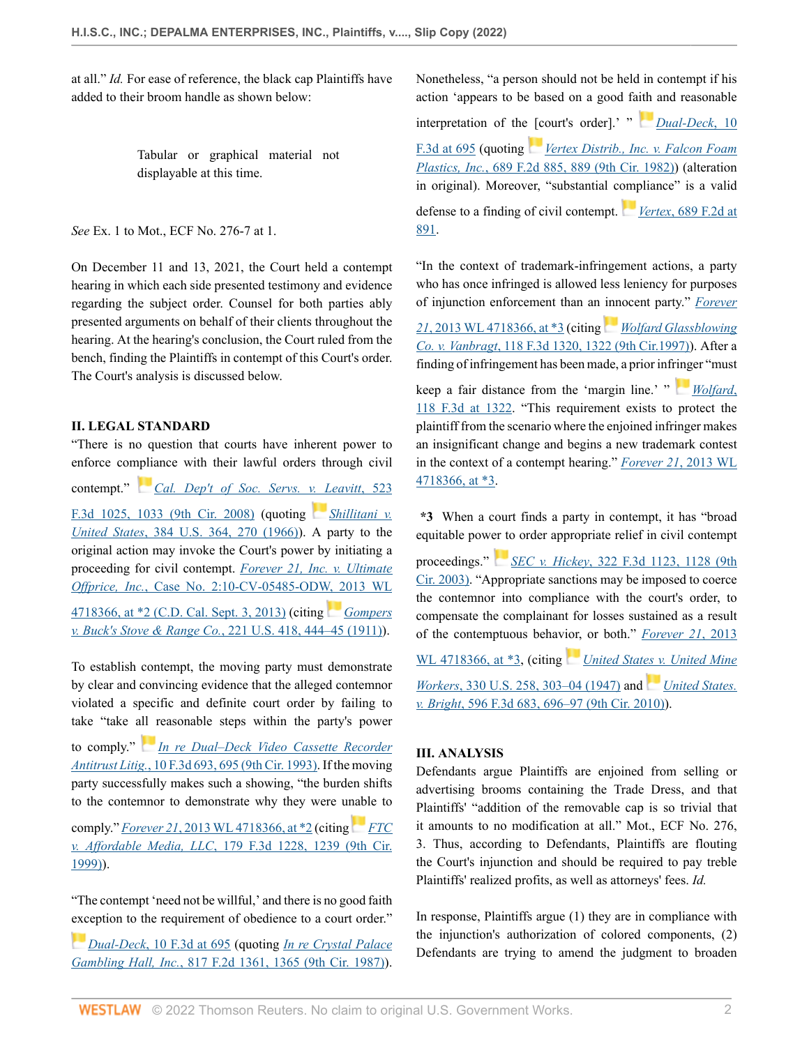at all." *Id.* For ease of reference, the black cap Plaintiffs have added to their broom handle as shown below:

> Tabular or graphical material not displayable at this time.

*See* Ex. 1 to Mot., ECF No. 276-7 at 1.

On December 11 and 13, 2021, the Court held a contempt hearing in which each side presented testimony and evidence regarding the subject order. Counsel for both parties ably presented arguments on behalf of their clients throughout the hearing. At the hearing's conclusion, the Court ruled from the bench, finding the Plaintiffs in contempt of this Court's order. The Court's analysis is discussed below.

## II. LEGAL STANDARD

"There is no question that courts have inherent power to enforce compliance with their lawful orders through civil contempt." *Cal. Dep't of Soc. Servs. v. Leavitt*, 523 F.3d 1025, 1033 (9th Cir. 2008) (quoting *Shillitani v. United States*, 384 U.S. 364, 270 (1966)). A party to the original action may invoke the Court's power by initiating a proceeding for civil contempt. *Forever 21, Inc. v. Ultimate Offprice, Inc.*, Case No. 2:10-CV-05485-ODW, 2013 WL 4718366, at *2 (C.D. Cal. Sept. 3, 2013) (citing *Gompers v. Buck's Stove & Range Co.*, 221 U.S. 418, 444–45 (1911)).

To establish contempt, the moving party must demonstrate by clear and convincing evidence that the alleged contemnor violated a specific and definite court order by failing to take "take all reasonable steps within the party's power to comply." *In re Dual–Deck Video Cassette Recorder Antitrust Litig.*, 10 F.3d 693, 695 (9th Cir. 1993). If the moving party successfully makes such a showing, "the burden shifts to the contemnor to demonstrate why they were unable to comply." *Forever 21*, 2013 WL 4718366, at *2 (citing *FTC v. Affordable Media, LLC*, 179 F.3d 1228, 1239 (9th Cir. 1999)).

"The contempt 'need not be willful,' and there is no good faith exception to the requirement of obedience to a court order." *Dual-Deck*, 10 F.3d at 695 (quoting *In re Crystal Palace Gambling Hall, Inc.*, 817 F.2d 1361, 1365 (9th Cir. 1987)). Nonetheless, "a person should not be held in contempt if his action 'appears to be based on a good faith and reasonable interpretation of the [court's order].' " *Dual-Deck*, 10 F.3d at 695 (quoting *Vertex Distrib., Inc. v. Falcon Foam Plastics, Inc.*, 689 F.2d 885, 889 (9th Cir. 1982)) (alteration in original). Moreover, "substantial compliance" is a valid defense to a finding of civil contempt. *Vertex*, 689 F.2d at 891.

"In the context of trademark-infringement actions, a party who has once infringed is allowed less leniency for purposes of injunction enforcement than an innocent party." *Forever 21*, 2013 WL 4718366, at *3 (citing *Wolfard Glassblowing Co. v. Vanbragt*, 118 F.3d 1320, 1322 (9th Cir.1997)). After a finding of infringement has been made, a prior infringer "must keep a fair distance from the 'margin line.' " *Wolfard*, 118 F.3d at 1322. "This requirement exists to protect the plaintiff from the scenario where the enjoined infringer makes an insignificant change and begins a new trademark contest in the context of a contempt hearing." *Forever 21*, 2013 WL 4718366, at *3.

**\*3** When a court finds a party in contempt, it has "broad equitable power to order appropriate relief in civil contempt proceedings." *SEC v. Hickey*, 322 F.3d 1123, 1128 (9th Cir. 2003). "Appropriate sanctions may be imposed to coerce the contemnor into compliance with the court's order, to compensate the complainant for losses sustained as a result of the contemptuous behavior, or both." *Forever 21*, 2013 WL 4718366, at *3, (citing *United States v. United Mine Workers*, 330 U.S. 258, 303–04 (1947) and *United States. v. Bright*, 596 F.3d 683, 696–97 (9th Cir. 2010)).

## III. ANALYSIS

Defendants argue Plaintiffs are enjoined from selling or advertising brooms containing the Trade Dress, and that Plaintiffs' "addition of the removable cap is so trivial that it amounts to no modification at all." Mot., ECF No. 276, 3. Thus, according to Defendants, Plaintiffs are flouting the Court's injunction and should be required to pay treble Plaintiffs' realized profits, as well as attorneys' fees. *Id.*

In response, Plaintiffs argue (1) they are in compliance with the injunction's authorization of colored components, (2) Defendants are trying to amend the judgment to broaden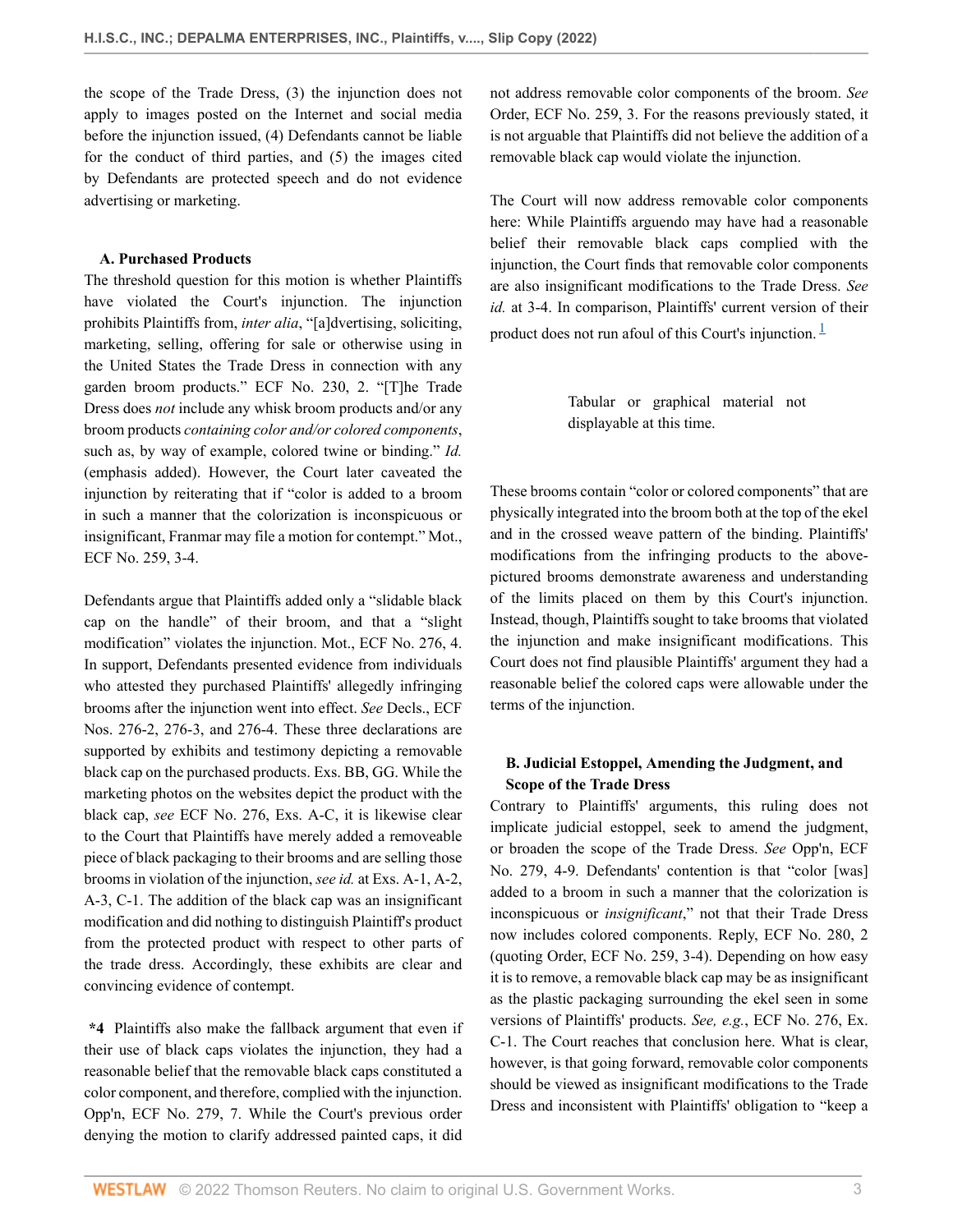the scope of the Trade Dress, (3) the injunction does not apply to images posted on the Internet and social media before the injunction issued, (4) Defendants cannot be liable for the conduct of third parties, and (5) the images cited by Defendants are protected speech and do not evidence advertising or marketing.

**A. Purchased Products**

The threshold question for this motion is whether Plaintiffs have violated the Court's injunction. The injunction prohibits Plaintiffs from, *inter alia*, "[a]dvertising, soliciting, marketing, selling, offering for sale or otherwise using in the United States the Trade Dress in connection with any garden broom products." ECF No. 230, 2. "[T]he Trade Dress does *not* include any whisk broom products and/or any broom products *containing color and/or colored components*, such as, by way of example, colored twine or binding." *Id.* (emphasis added). However, the Court later caveated the injunction by reiterating that if "color is added to a broom in such a manner that the colorization is inconspicuous or insignificant, Franmar may file a motion for contempt." Mot., ECF No. 259, 3-4.

Defendants argue that Plaintiffs added only a "slidable black cap on the handle" of their broom, and that a "slight modification" violates the injunction. Mot., ECF No. 276, 4. In support, Defendants presented evidence from individuals who attested they purchased Plaintiffs' allegedly infringing brooms after the injunction went into effect. *See* Decls., ECF Nos. 276-2, 276-3, and 276-4. These three declarations are supported by exhibits and testimony depicting a removable black cap on the purchased products. Exs. BB, GG. While the marketing photos on the websites depict the product with the black cap, *see* ECF No. 276, Exs. A-C, it is likewise clear to the Court that Plaintiffs have merely added a removeable piece of black packaging to their brooms and are selling those brooms in violation of the injunction, *see id.* at Exs. A-1, A-2, A-3, C-1. The addition of the black cap was an insignificant modification and did nothing to distinguish Plaintiff's product from the protected product with respect to other parts of the trade dress. Accordingly, these exhibits are clear and convincing evidence of contempt.

**\*4** Plaintiffs also make the fallback argument that even if their use of black caps violates the injunction, they had a reasonable belief that the removable black caps constituted a color component, and therefore, complied with the injunction. Opp'n, ECF No. 279, 7. While the Court's previous order denying the motion to clarify addressed painted caps, it did not address removable color components of the broom. *See* Order, ECF No. 259, 3. For the reasons previously stated, it is not arguable that Plaintiffs did not believe the addition of a removable black cap would violate the injunction.

The Court will now address removable color components here: While Plaintiffs arguendo may have had a reasonable belief their removable black caps complied with the injunction, the Court finds that removable color components are also insignificant modifications to the Trade Dress. *See id.* at 3-4. In comparison, Plaintiffs' current version of their product does not run afoul of this Court's injunction. [1]

Tabular or graphical material not displayable at this time.

These brooms contain "color or colored components" that are physically integrated into the broom both at the top of the ekel and in the crossed weave pattern of the binding. Plaintiffs' modifications from the infringing products to the above-pictured brooms demonstrate awareness and understanding of the limits placed on them by this Court's injunction. Instead, though, Plaintiffs sought to take brooms that violated the injunction and make insignificant modifications. This Court does not find plausible Plaintiffs' argument they had a reasonable belief the colored caps were allowable under the terms of the injunction.

**B. Judicial Estoppel, Amending the Judgment, and Scope of the Trade Dress**

Contrary to Plaintiffs' arguments, this ruling does not implicate judicial estoppel, seek to amend the judgment, or broaden the scope of the Trade Dress. *See* Opp'n, ECF No. 279, 4-9. Defendants' contention is that "color [was] added to a broom in such a manner that the colorization is inconspicuous or *insignificant*," not that their Trade Dress now includes colored components. Reply, ECF No. 280, 2 (quoting Order, ECF No. 259, 3-4). Depending on how easy it is to remove, a removable black cap may be as insignificant as the plastic packaging surrounding the ekel seen in some versions of Plaintiffs' products. *See, e.g.*, ECF No. 276, Ex. C-1. The Court reaches that conclusion here. What is clear, however, is that going forward, removable color components should be viewed as insignificant modifications to the Trade Dress and inconsistent with Plaintiffs' obligation to "keep a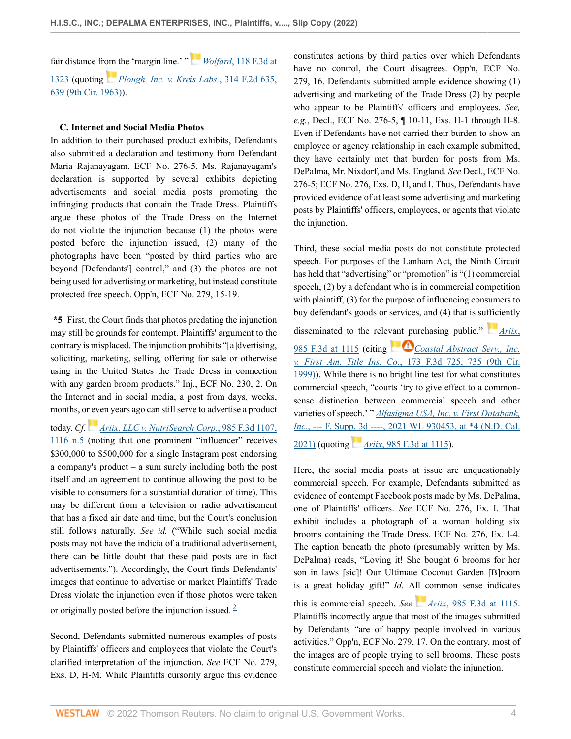fair distance from the 'margin line.' " *Wolfard*, 118 F.3d at 1323 (quoting *Plough, Inc. v. Kreis Labs.*, 314 F.2d 635, 639 (9th Cir. 1963)).

### C. Internet and Social Media Photos

In addition to their purchased product exhibits, Defendants also submitted a declaration and testimony from Defendant Maria Rajanayagam. ECF No. 276-5. Ms. Rajanayagam's declaration is supported by several exhibits depicting advertisements and social media posts promoting the infringing products that contain the Trade Dress. Plaintiffs argue these photos of the Trade Dress on the Internet do not violate the injunction because (1) the photos were posted before the injunction issued, (2) many of the photographs have been "posted by third parties who are beyond [Defendants'] control," and (3) the photos are not being used for advertising or marketing, but instead constitute protected free speech. Opp'n, ECF No. 279, 15-19.

**\*5** First, the Court finds that photos predating the injunction may still be grounds for contempt. Plaintiffs' argument to the contrary is misplaced. The injunction prohibits "[a]dvertising, soliciting, marketing, selling, offering for sale or otherwise using in the United States the Trade Dress in connection with any garden broom products." Inj., ECF No. 230, 2. On the Internet and in social media, a post from days, weeks, months, or even years ago can still serve to advertise a product today. *Cf. Ariix, LLC v. NutriSearch Corp.*, 985 F.3d 1107, 1116 n.5 (noting that one prominent "influencer" receives $300,000 to $500,000 for a single Instagram post endorsing a company's product – a sum surely including both the post itself and an agreement to continue allowing the post to be visible to consumers for a substantial duration of time). This may be different from a television or radio advertisement that has a fixed air date and time, but the Court's conclusion still follows naturally. *See id.* ("While such social media posts may not have the indicia of a traditional advertisement, there can be little doubt that these paid posts are in fact advertisements."). Accordingly, the Court finds Defendants' images that continue to advertise or market Plaintiffs' Trade Dress violate the injunction even if those photos were taken or originally posted before the injunction issued. [2]

Second, Defendants submitted numerous examples of posts by Plaintiffs' officers and employees that violate the Court's clarified interpretation of the injunction. *See* ECF No. 279, Exs. D, H-M. While Plaintiffs cursorily argue this evidence constitutes actions by third parties over which Defendants have no control, the Court disagrees. Opp'n, ECF No. 279, 16. Defendants submitted ample evidence showing (1) advertising and marketing of the Trade Dress (2) by people who appear to be Plaintiffs' officers and employees. *See, e.g.*, Decl., ECF No. 276-5, ¶ 10-11, Exs. H-1 through H-8. Even if Defendants have not carried their burden to show an employee or agency relationship in each example submitted, they have certainly met that burden for posts from Ms. DePalma, Mr. Nixdorf, and Ms. England. *See* Decl., ECF No. 276-5; ECF No. 276, Exs. D, H, and I. Thus, Defendants have provided evidence of at least some advertising and marketing posts by Plaintiffs' officers, employees, or agents that violate the injunction.

Third, these social media posts do not constitute protected speech. For purposes of the Lanham Act, the Ninth Circuit has held that "advertising" or "promotion" is "(1) commercial speech, (2) by a defendant who is in commercial competition with plaintiff, (3) for the purpose of influencing consumers to buy defendant's goods or services, and (4) that is sufficiently disseminated to the relevant purchasing public." *Ariix*, 985 F.3d at 1115 (citing *Coastal Abstract Serv., Inc. v. First Am. Title Ins. Co.*, 173 F.3d 725, 735 (9th Cir. 1999)). While there is no bright line test for what constitutes commercial speech, "courts 'try to give effect to a common-sense distinction between commercial speech and other varieties of speech.' " *Alfasigma USA, Inc. v. First Databank, Inc.*, --- F. Supp. 3d ----, 2021 WL 930453, at \*4 (N.D. Cal. 2021) (quoting *Ariix*, 985 F.3d at 1115).

Here, the social media posts at issue are unquestionably commercial speech. For example, Defendants submitted as evidence of contempt Facebook posts made by Ms. DePalma, one of Plaintiffs' officers. *See* ECF No. 276, Ex. I. That exhibit includes a photograph of a woman holding six brooms containing the Trade Dress. ECF No. 276, Ex. I-4. The caption beneath the photo (presumably written by Ms. DePalma) reads, "Loving it! She bought 6 brooms for her son in laws [sic]! Our Ultimate Coconut Garden [B]room is a great holiday gift!" *Id.* All common sense indicates this is commercial speech. *See Ariix*, 985 F.3d at 1115. Plaintiffs incorrectly argue that most of the images submitted by Defendants "are of happy people involved in various activities." Opp'n, ECF No. 279, 17. On the contrary, most of the images are of people trying to sell brooms. These posts constitute commercial speech and violate the injunction.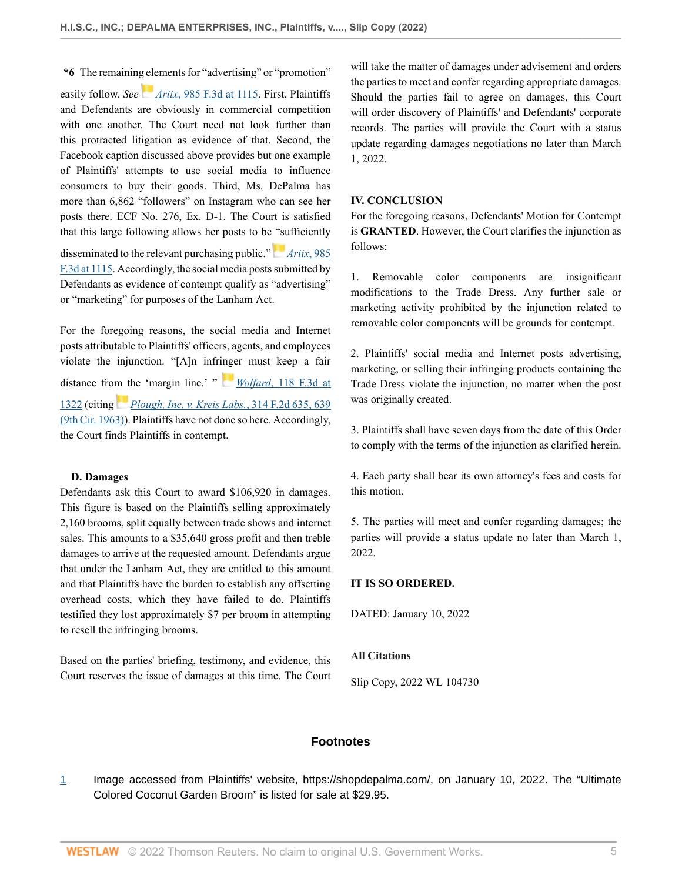**\*6** The remaining elements for "advertising" or "promotion" easily follow. *See* *Ariix*, 985 F.3d at 1115. First, Plaintiffs and Defendants are obviously in commercial competition with one another. The Court need not look further than this protracted litigation as evidence of that. Second, the Facebook caption discussed above provides but one example of Plaintiffs' attempts to use social media to influence consumers to buy their goods. Third, Ms. DePalma has more than 6,862 "followers" on Instagram who can see her posts there. ECF No. 276, Ex. D-1. The Court is satisfied that this large following allows her posts to be "sufficiently disseminated to the relevant purchasing public." *Ariix*, 985 F.3d at 1115. Accordingly, the social media posts submitted by Defendants as evidence of contempt qualify as "advertising" or "marketing" for purposes of the Lanham Act.

For the foregoing reasons, the social media and Internet posts attributable to Plaintiffs' officers, agents, and employees violate the injunction. "[A]n infringer must keep a fair distance from the 'margin line.' " *Wolfard*, 118 F.3d at 1322 (citing *Plough, Inc. v. Kreis Labs.*, 314 F.2d 635, 639 (9th Cir. 1963)). Plaintiffs have not done so here. Accordingly, the Court finds Plaintiffs in contempt.

### D. Damages

Defendants ask this Court to award $106,920 in damages. This figure is based on the Plaintiffs selling approximately 2,160 brooms, split equally between trade shows and internet sales. This amounts to a $35,640 gross profit and then treble damages to arrive at the requested amount. Defendants argue that under the Lanham Act, they are entitled to this amount and that Plaintiffs have the burden to establish any offsetting overhead costs, which they have failed to do. Plaintiffs testified they lost approximately $7 per broom in attempting to resell the infringing brooms.

Based on the parties' briefing, testimony, and evidence, this Court reserves the issue of damages at this time. The Court will take the matter of damages under advisement and orders the parties to meet and confer regarding appropriate damages. Should the parties fail to agree on damages, this Court will order discovery of Plaintiffs' and Defendants' corporate records. The parties will provide the Court with a status update regarding damages negotiations no later than March 1, 2022.

## IV. CONCLUSION

For the foregoing reasons, Defendants' Motion for Contempt is **GRANTED**. However, the Court clarifies the injunction as follows:

1. Removable color components are insignificant modifications to the Trade Dress. Any further sale or marketing activity prohibited by the injunction related to removable color components will be grounds for contempt.

2. Plaintiffs' social media and Internet posts advertising, marketing, or selling their infringing products containing the Trade Dress violate the injunction, no matter when the post was originally created.

3. Plaintiffs shall have seven days from the date of this Order to comply with the terms of the injunction as clarified herein.

4. Each party shall bear its own attorney's fees and costs for this motion.

5. The parties will meet and confer regarding damages; the parties will provide a status update no later than March 1, 2022.

**IT IS SO ORDERED.**

DATED: January 10, 2022

### All Citations

Slip Copy, 2022 WL 104730

## Footnotes

1 Image accessed from Plaintiffs' website, https://shopdepalma.com/, on January 10, 2022. The "Ultimate Colored Coconut Garden Broom" is listed for sale at $29.95.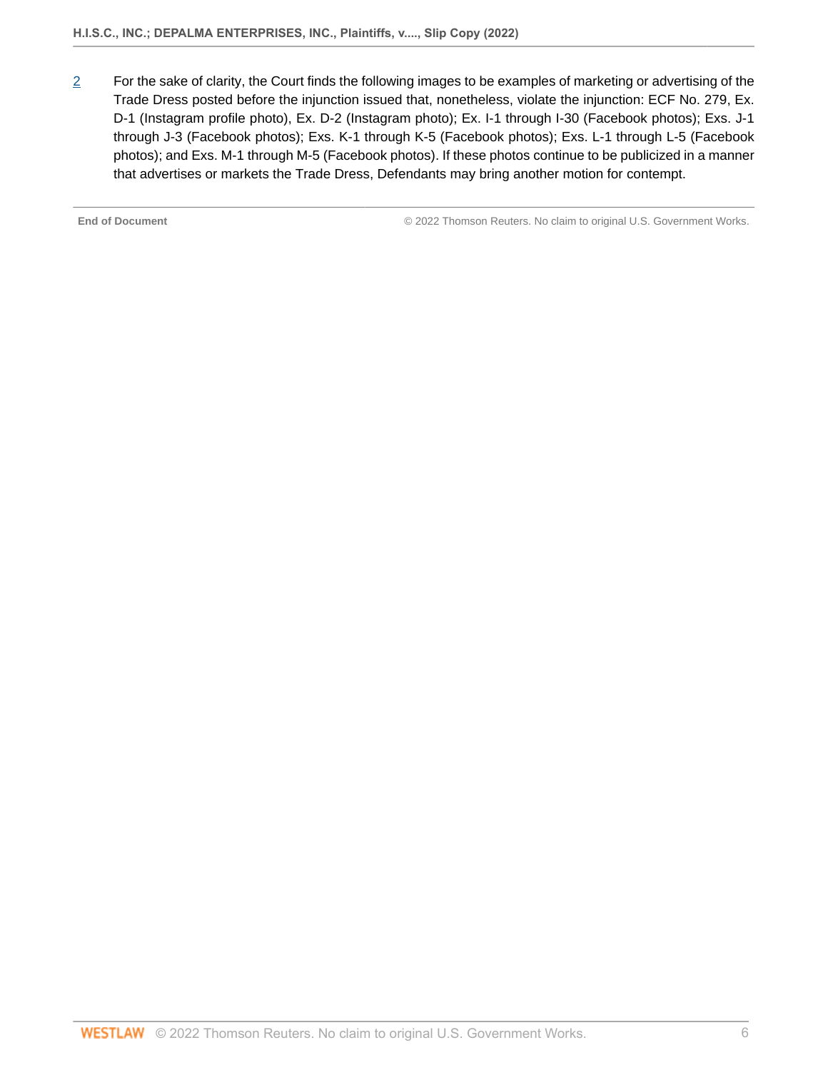2 For the sake of clarity, the Court finds the following images to be examples of marketing or advertising of the Trade Dress posted before the injunction issued that, nonetheless, violate the injunction: ECF No. 279, Ex. D-1 (Instagram profile photo), Ex. D-2 (Instagram photo); Ex. I-1 through I-30 (Facebook photos); Exs. J-1 through J-3 (Facebook photos); Exs. K-1 through K-5 (Facebook photos); Exs. L-1 through L-5 (Facebook photos); and Exs. M-1 through M-5 (Facebook photos). If these photos continue to be publicized in a manner that advertises or markets the Trade Dress, Defendants may bring another motion for contempt.

**End of Document** © 2022 Thomson Reuters. No claim to original U.S. Government Works.